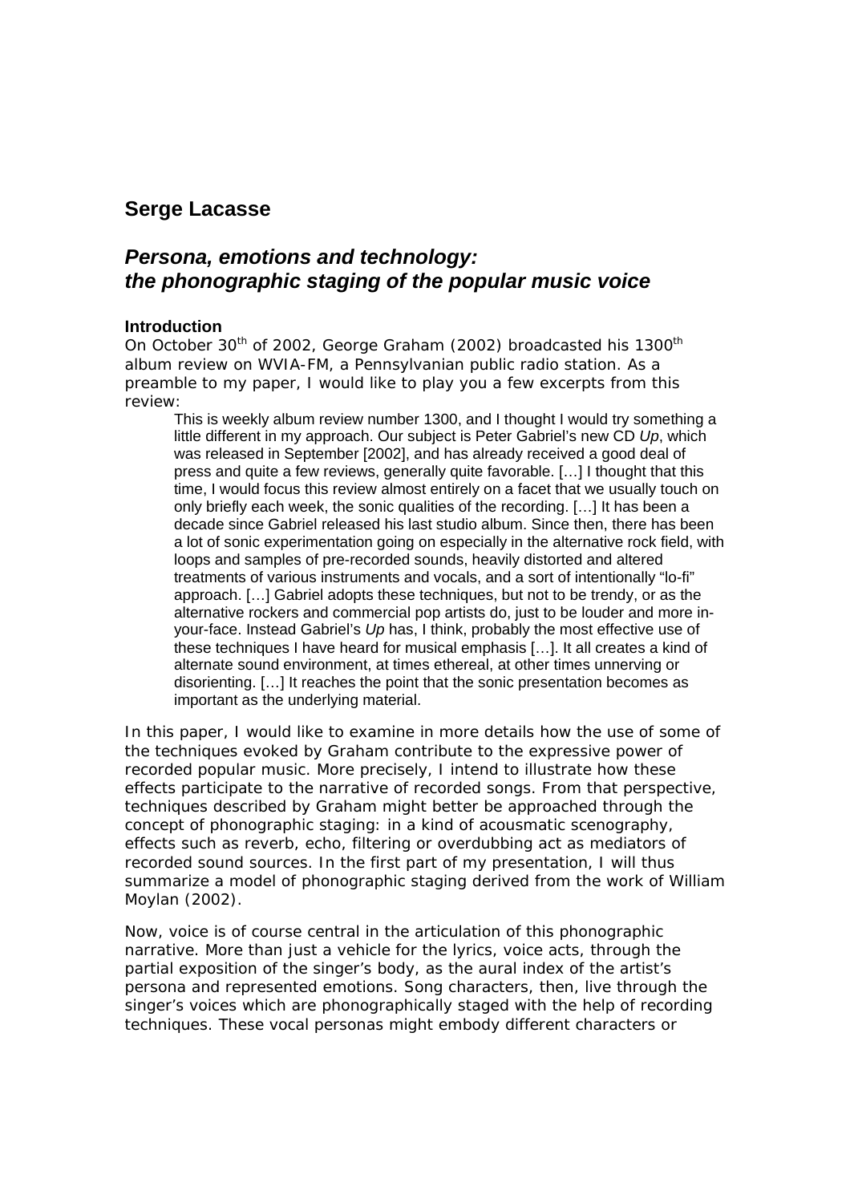## Serge Lacasse

# *Persona, emotions and technology: the phonographic staging of the popular music voice*

### Introduction

On October 30th of 2002, George Graham (2002) broadcasted his 1300th album review on WVIA-FM, a Pennsylvanian public radio station. As a preamble to my paper, I would like to play you a few excerpts from this review:

> This is weekly album review number 1300, and I thought I would try something a little different in my approach. Our subject is Peter Gabriel's new CD *Up*, which was released in September [2002], and has already received a good deal of press and quite a few reviews, generally quite favorable. […] I thought that this time, I would focus this review almost entirely on a facet that we usually touch on only briefly each week, the sonic qualities of the recording. […] It has been a decade since Gabriel released his last studio album. Since then, there has been a lot of sonic experimentation going on especially in the alternative rock field, with loops and samples of pre-recorded sounds, heavily distorted and altered treatments of various instruments and vocals, and a sort of intentionally "lo-fi" approach. […] Gabriel adopts these techniques, but not to be trendy, or as the alternative rockers and commercial pop artists do, just to be louder and more in-your-face. Instead Gabriel's *Up* has, I think, probably the most effective use of these techniques I have heard for musical emphasis […]. It all creates a kind of alternate sound environment, at times ethereal, at other times unnerving or disorienting. […] It reaches the point that the sonic presentation becomes as important as the underlying material.

In this paper, I would like to examine in more details how the use of some of the techniques evoked by Graham contribute to the expressive power of recorded popular music. More precisely, I intend to illustrate how these effects participate to the narrative of recorded songs. From that perspective, techniques described by Graham might better be approached through the concept of phonographic staging: in a kind of acousmatic scenography, effects such as reverb, echo, filtering or overdubbing act as mediators of recorded sound sources. In the first part of my presentation, I will thus summarize a model of phonographic staging derived from the work of William Moylan (2002).

Now, voice is of course central in the articulation of this phonographic narrative. More than just a vehicle for the lyrics, voice acts, through the partial exposition of the singer's body, as the aural index of the artist's persona and represented emotions. Song characters, then, live through the singer's voices which are phonographically staged with the help of recording techniques. These vocal personas might embody different characters or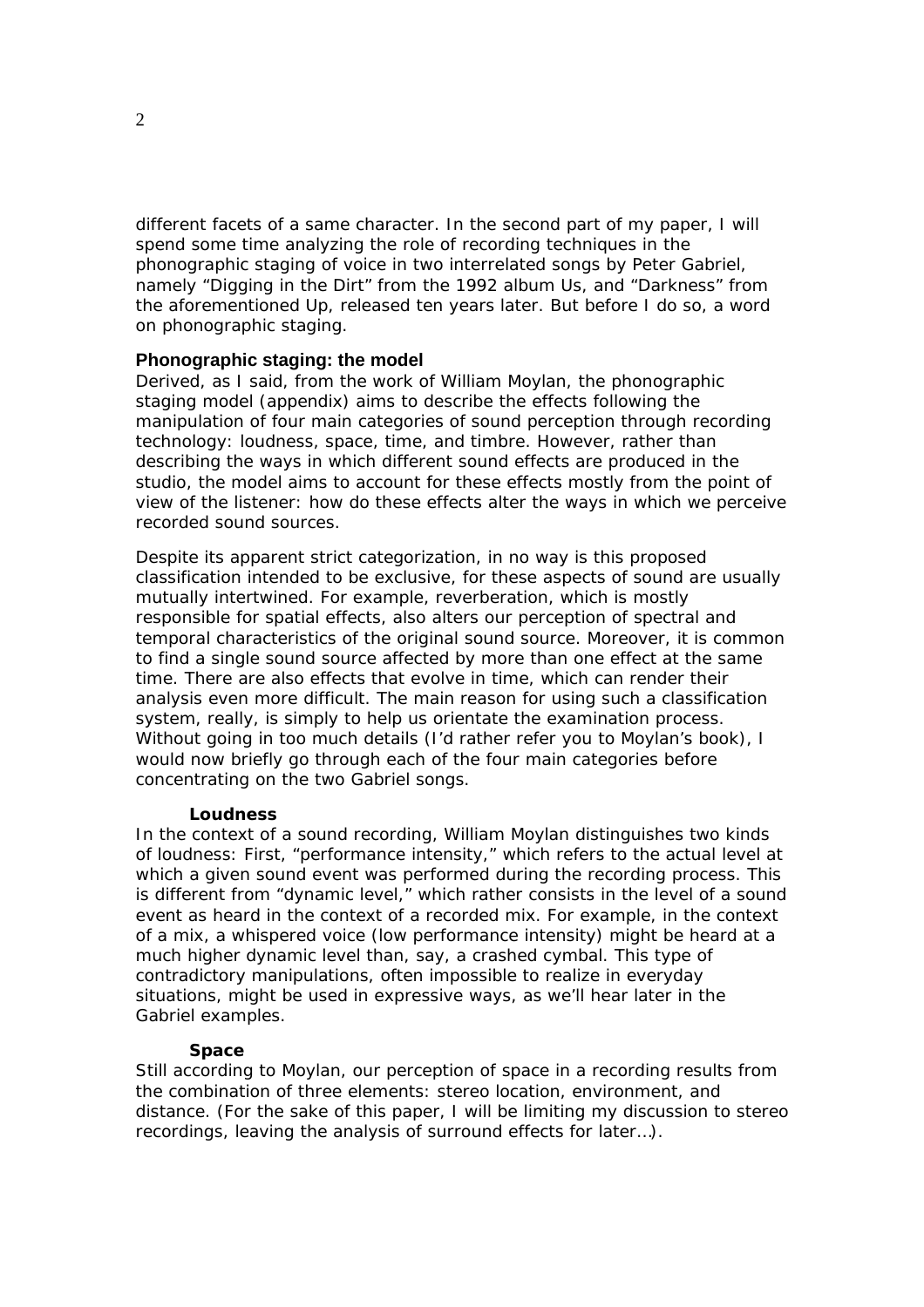different facets of a same character. In the second part of my paper, I will spend some time analyzing the role of recording techniques in the phonographic staging of voice in two interrelated songs by Peter Gabriel, namely "Digging in the Dirt" from the 1992 album Us, and "Darkness" from the aforementioned Up, released ten years later. But before I do so, a word on phonographic staging.

## Phonographic staging: the model

Derived, as I said, from the work of William Moylan, the phonographic staging model (appendix) aims to describe the effects following the manipulation of four main categories of sound perception through recording technology: loudness, space, time, and timbre. However, rather than describing the ways in which different sound effects are produced in the studio, the model aims to account for these effects mostly from the point of view of the listener: how do these effects alter the ways in which we perceive recorded sound sources.

Despite its apparent strict categorization, in no way is this proposed classification intended to be exclusive, for these aspects of sound are usually mutually intertwined. For example, reverberation, which is mostly responsible for spatial effects, also alters our perception of spectral and temporal characteristics of the original sound source. Moreover, it is common to find a single sound source affected by more than one effect at the same time. There are also effects that evolve in time, which can render their analysis even more difficult. The main reason for using such a classification system, really, is simply to help us orientate the examination process. Without going in too much details (I'd rather refer you to Moylan's book), I would now briefly go through each of the four main categories before concentrating on the two Gabriel songs.

### Loudness

In the context of a sound recording, William Moylan distinguishes two kinds of loudness: First, "performance intensity," which refers to the actual level at which a given sound event was performed during the recording process. This is different from "dynamic level," which rather consists in the level of a sound event as heard in the context of a recorded mix. For example, in the context of a mix, a whispered voice (low performance intensity) might be heard at a much higher dynamic level than, say, a crashed cymbal. This type of contradictory manipulations, often impossible to realize in everyday situations, might be used in expressive ways, as we'll hear later in the Gabriel examples.

### Space

Still according to Moylan, our perception of space in a recording results from the combination of three elements: stereo location, environment, and distance. (For the sake of this paper, I will be limiting my discussion to stereo recordings, leaving the analysis of surround effects for later…).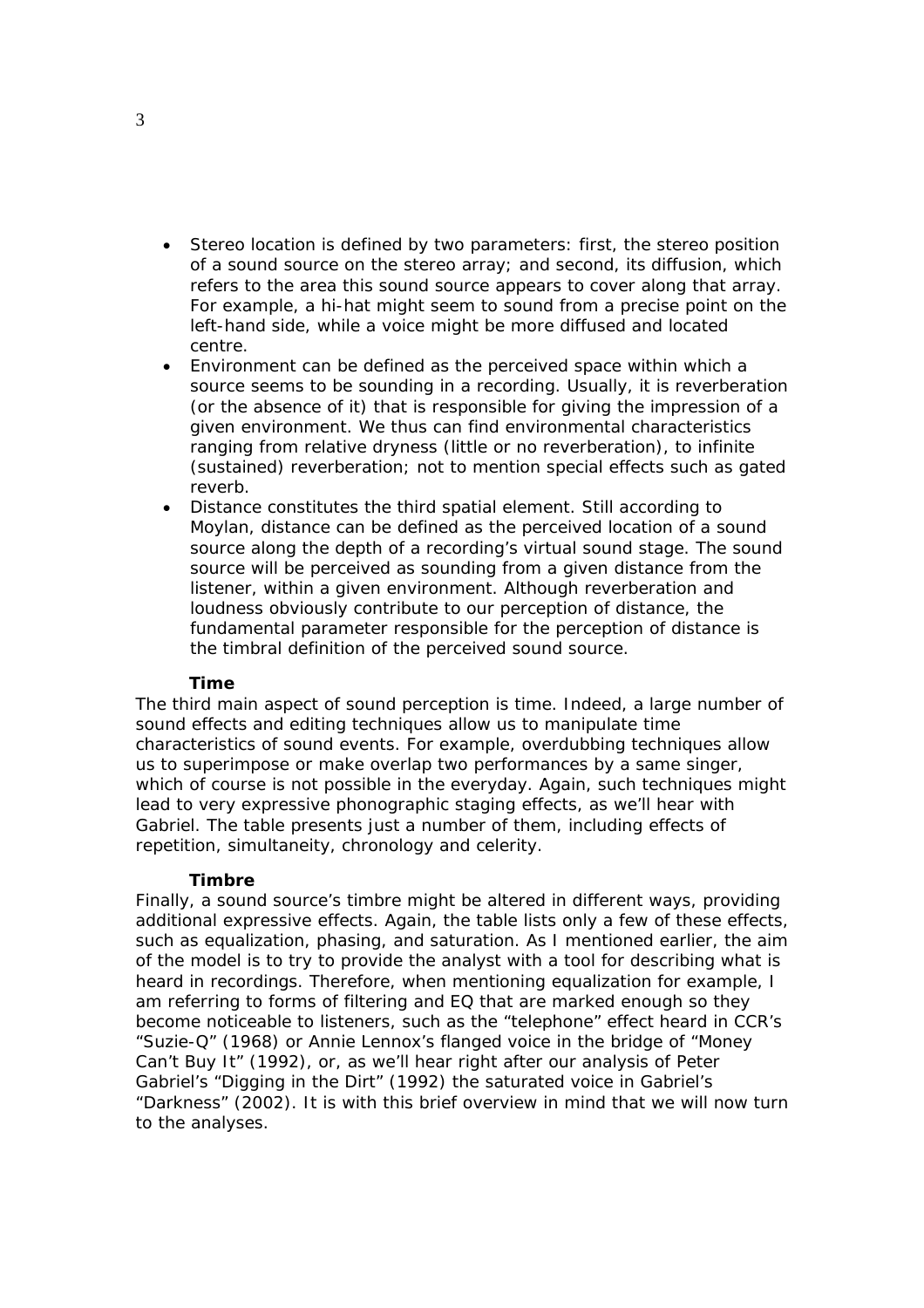- Stereo location is defined by two parameters: first, the stereo position of a sound source on the stereo array; and second, its diffusion, which refers to the area this sound source appears to cover along that array. For example, a hi-hat might seem to sound from a precise point on the left-hand side, while a voice might be more diffused and located centre.
- Environment can be defined as the perceived space within which a source seems to be sounding in a recording. Usually, it is reverberation (or the absence of it) that is responsible for giving the impression of a given environment. We thus can find environmental characteristics ranging from relative dryness (little or no reverberation), to infinite (sustained) reverberation; not to mention special effects such as gated reverb.
- Distance constitutes the third spatial element. Still according to Moylan, distance can be defined as the perceived location of a sound source along the depth of a recording's virtual sound stage. The sound source will be perceived as sounding from a given distance from the listener, within a given environment. Although reverberation and loudness obviously contribute to our perception of distance, the fundamental parameter responsible for the perception of distance is the timbral definition of the perceived sound source.

**Time**

The third main aspect of sound perception is time. Indeed, a large number of sound effects and editing techniques allow us to manipulate time characteristics of sound events. For example, overdubbing techniques allow us to superimpose or make overlap two performances by a same singer, which of course is not possible in the everyday. Again, such techniques might lead to very expressive phonographic staging effects, as we'll hear with Gabriel. The table presents just a number of them, including effects of repetition, simultaneity, chronology and celerity.

**Timbre**

Finally, a sound source's timbre might be altered in different ways, providing additional expressive effects. Again, the table lists only a few of these effects, such as equalization, phasing, and saturation. As I mentioned earlier, the aim of the model is to try to provide the analyst with a tool for describing what is heard in recordings. Therefore, when mentioning equalization for example, I am referring to forms of filtering and EQ that are marked enough so they become noticeable to listeners, such as the "telephone" effect heard in CCR's "Suzie-Q" (1968) or Annie Lennox's flanged voice in the bridge of "Money Can't Buy It" (1992), or, as we'll hear right after our analysis of Peter Gabriel's "Digging in the Dirt" (1992) the saturated voice in Gabriel's "Darkness" (2002). It is with this brief overview in mind that we will now turn to the analyses.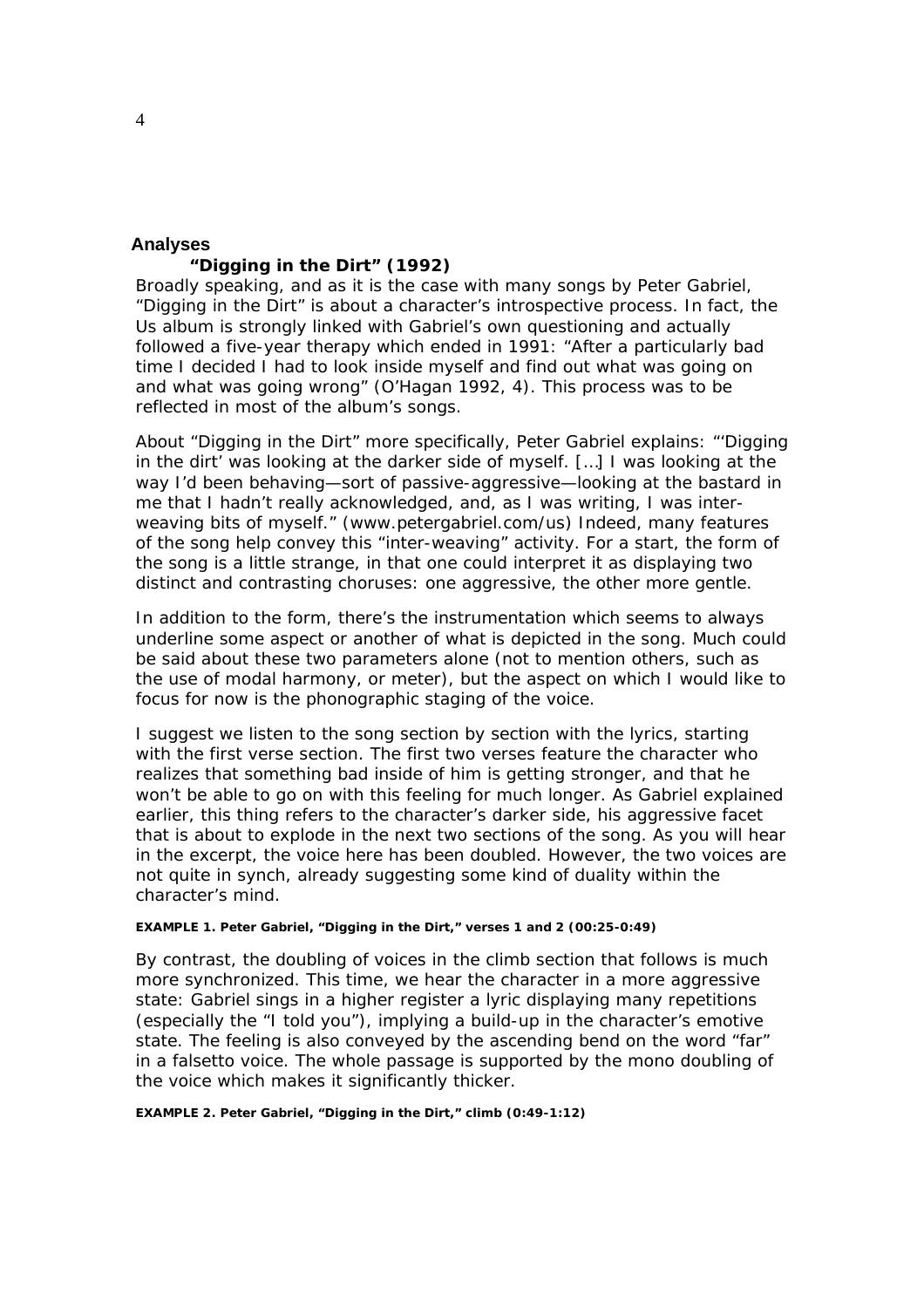## Analyses

### "Digging in the Dirt" (1992)

Broadly speaking, and as it is the case with many songs by Peter Gabriel, "Digging in the Dirt" is about a character's introspective process. In fact, the *Us* album is strongly linked with Gabriel's own questioning and actually followed a five-year therapy which ended in 1991: "After a particularly bad time I decided I had to look inside myself and find out what was going on and what was going wrong" (O'Hagan 1992, 4). This process was to be reflected in most of the album's songs.

About "Digging in the Dirt" more specifically, Peter Gabriel explains: "'Digging in the dirt' was looking at the darker side of myself. […] I was looking at the way I'd been behaving—sort of passive-aggressive—looking at the bastard in me that I hadn't really acknowledged, and, as I was writing, I was inter-weaving bits of myself." (www.petergabriel.com/us) Indeed, many features of the song help convey this "inter-weaving" activity. For a start, the form of the song is a little strange, in that one could interpret it as displaying two distinct and contrasting choruses: one aggressive, the other more gentle.

In addition to the form, there's the instrumentation which seems to always underline some aspect or another of what is depicted in the song. Much could be said about these two parameters alone (not to mention others, such as the use of modal harmony, or meter), but the aspect on which I would like to focus for now is the phonographic staging of the voice.

I suggest we listen to the song section by section with the lyrics, starting with the first verse section. The first two verses feature the character who realizes that something bad inside of him is getting stronger, and that he won't be able to go on with this feeling for much longer. As Gabriel explained earlier, this thing refers to the character's darker side, his aggressive facet that is about to explode in the next two sections of the song. As you will hear in the excerpt, the voice here has been doubled. However, the two voices are not quite in synch, already suggesting some kind of duality within the character's mind.

**EXAMPLE 1. Peter Gabriel, "Digging in the Dirt," verses 1 and 2 (00:25-0:49)**

By contrast, the doubling of voices in the climb section that follows is much more synchronized. This time, we hear the character in a more aggressive state: Gabriel sings in a higher register a lyric displaying many repetitions (especially the "I told you"), implying a build-up in the character's emotive state. The feeling is also conveyed by the ascending bend on the word "far" in a falsetto voice. The whole passage is supported by the mono doubling of the voice which makes it significantly thicker.

**EXAMPLE 2. Peter Gabriel, "Digging in the Dirt," climb (0:49-1:12)**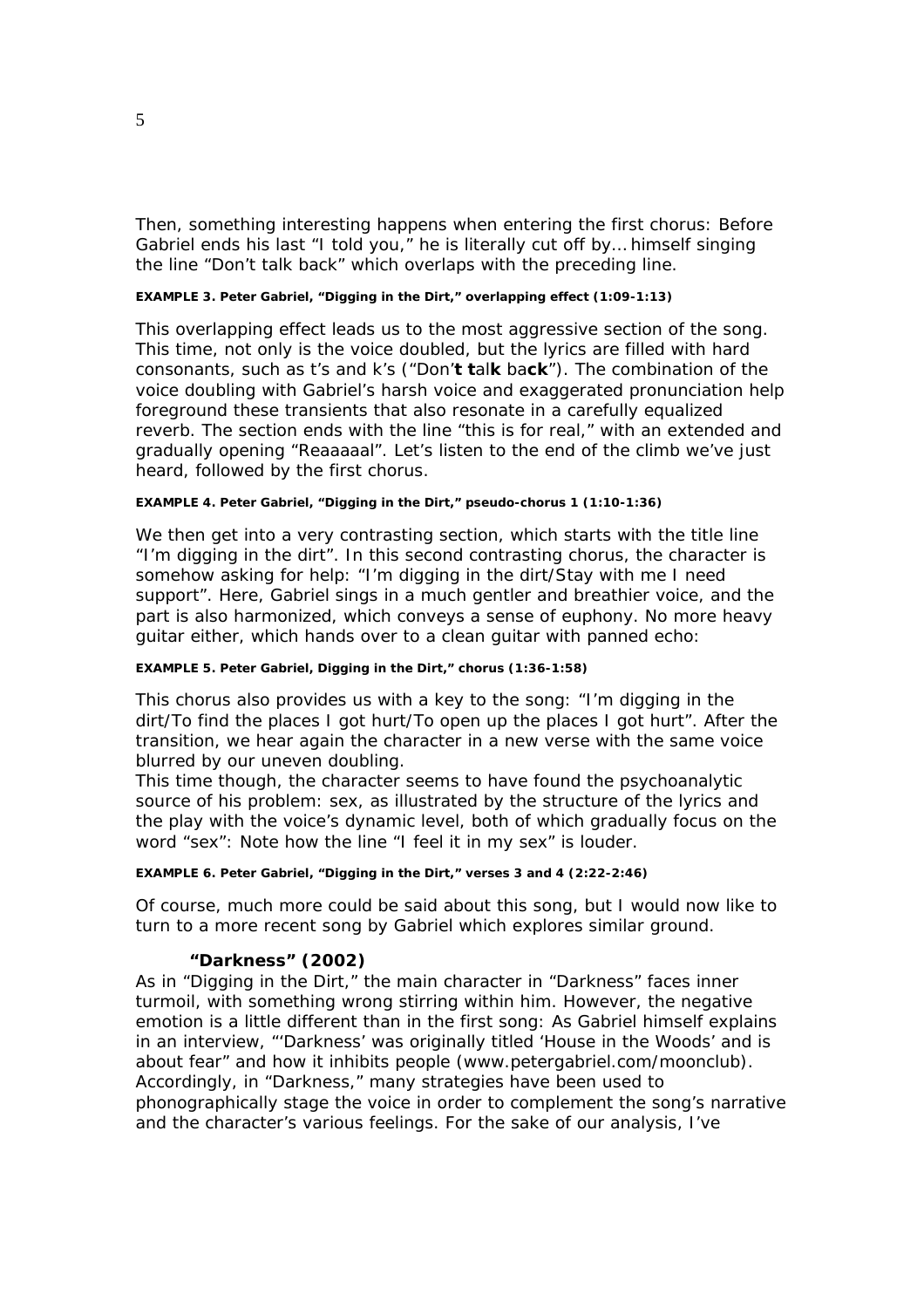Then, something interesting happens when entering the first chorus: Before Gabriel ends his last "I told you," he is literally cut off by… himself singing the line "Don't talk back" which overlaps with the preceding line.

**EXAMPLE 3. Peter Gabriel, "Digging in the Dirt," overlapping effect (1:09-1:13)**

This overlapping effect leads us to the most aggressive section of the song. This time, not only is the voice doubled, but the lyrics are filled with hard consonants, such as t's and k's ("Don'**t t**al**k** ba**ck**"). The combination of the voice doubling with Gabriel's harsh voice and exaggerated pronunciation help foreground these transients that also resonate in a carefully equalized reverb. The section ends with the line "this is for real," with an extended and gradually opening "Reaaaaal". Let's listen to the end of the climb we've just heard, followed by the first chorus.

**EXAMPLE 4. Peter Gabriel, "Digging in the Dirt," pseudo-chorus 1 (1:10-1:36)**

We then get into a very contrasting section, which starts with the title line "I'm digging in the dirt". In this second contrasting chorus, the character is somehow asking for help: "I'm digging in the dirt/Stay with me I need support". Here, Gabriel sings in a much gentler and breathier voice, and the part is also harmonized, which conveys a sense of euphony. No more heavy guitar either, which hands over to a clean guitar with panned echo:

**EXAMPLE 5. Peter Gabriel, Digging in the Dirt," chorus (1:36-1:58)**

This chorus also provides us with a key to the song: "I'm digging in the dirt/To find the places I got hurt/To open up the places I got hurt". After the transition, we hear again the character in a new verse with the same voice blurred by our uneven doubling.
This time though, the character seems to have found the psychoanalytic source of his problem: sex, as illustrated by the structure of the lyrics and the play with the voice's dynamic level, both of which gradually focus on the word "sex": Note how the line "I feel it in my sex" is louder.

**EXAMPLE 6. Peter Gabriel, "Digging in the Dirt," verses 3 and 4 (2:22-2:46)**

Of course, much more could be said about this song, but I would now like to turn to a more recent song by Gabriel which explores similar ground.

### "Darkness" (2002)

As in "Digging in the Dirt," the main character in "Darkness" faces inner turmoil, with something wrong stirring within him. However, the negative emotion is a little different than in the first song: As Gabriel himself explains in an interview, "'Darkness' was originally titled 'House in the Woods' and is about fear" and how it inhibits people (www.petergabriel.com/moonclub). Accordingly, in "Darkness," many strategies have been used to phonographically stage the voice in order to complement the song's narrative and the character's various feelings. For the sake of our analysis, I've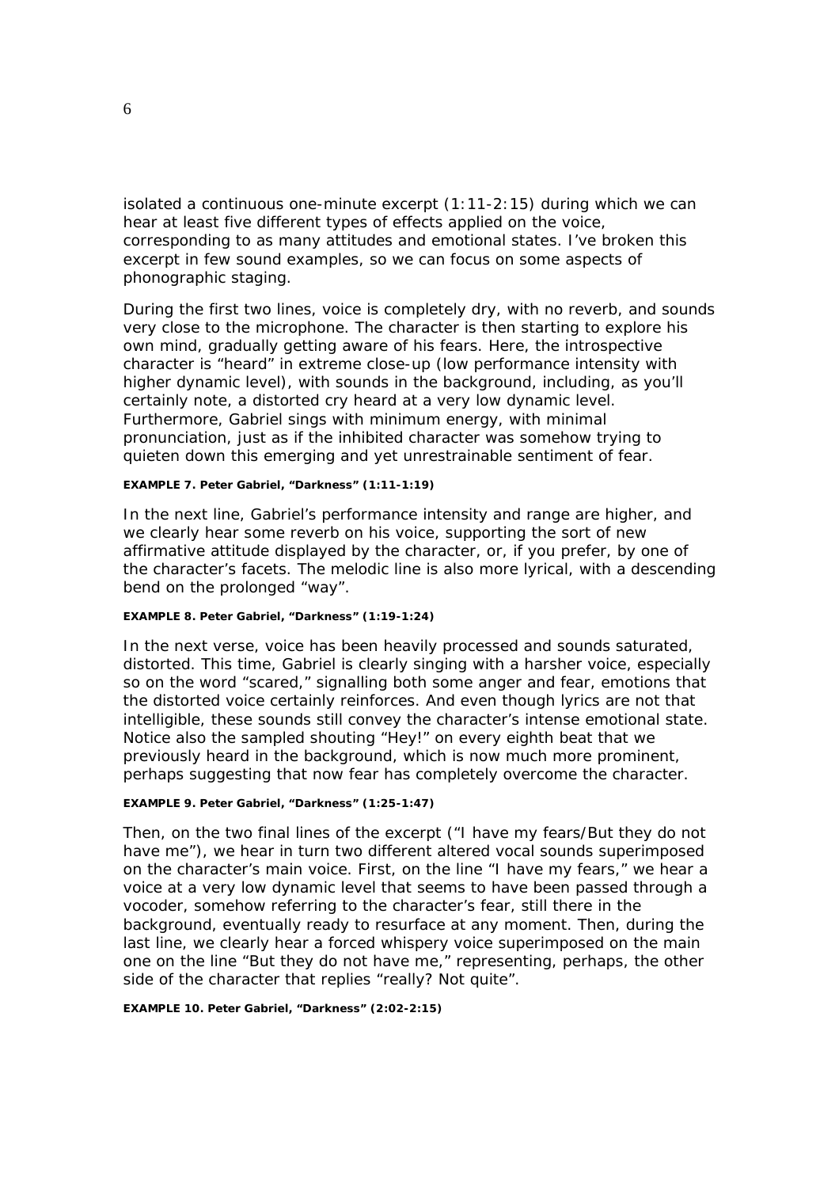isolated a continuous one-minute excerpt (1:11-2:15) during which we can hear at least five different types of effects applied on the voice, corresponding to as many attitudes and emotional states. I've broken this excerpt in few sound examples, so we can focus on some aspects of phonographic staging.

During the first two lines, voice is completely dry, with no reverb, and sounds very close to the microphone. The character is then starting to explore his own mind, gradually getting aware of his fears. Here, the introspective character is "heard" in extreme close-up (low performance intensity with higher dynamic level), with sounds in the background, including, as you'll certainly note, a distorted cry heard at a very low dynamic level. Furthermore, Gabriel sings with minimum energy, with minimal pronunciation, just as if the inhibited character was somehow trying to quieten down this emerging and yet unrestrainable sentiment of fear.

**EXAMPLE 7. Peter Gabriel, "Darkness" (1:11-1:19)**

In the next line, Gabriel's performance intensity and range are higher, and we clearly hear some reverb on his voice, supporting the sort of new affirmative attitude displayed by the character, or, if you prefer, by one of the character's facets. The melodic line is also more lyrical, with a descending bend on the prolonged "way".

**EXAMPLE 8. Peter Gabriel, "Darkness" (1:19-1:24)**

In the next verse, voice has been heavily processed and sounds saturated, distorted. This time, Gabriel is clearly singing with a harsher voice, especially so on the word "scared," signalling both some anger and fear, emotions that the distorted voice certainly reinforces. And even though lyrics are not that intelligible, these sounds still convey the character's intense emotional state. Notice also the sampled shouting "Hey!" on every eighth beat that we previously heard in the background, which is now much more prominent, perhaps suggesting that now fear has completely overcome the character.

**EXAMPLE 9. Peter Gabriel, "Darkness" (1:25-1:47)**

Then, on the two final lines of the excerpt ("I have my fears/But they do not have me"), we hear in turn two different altered vocal sounds superimposed on the character's main voice. First, on the line "I have my fears," we hear a voice at a very low dynamic level that seems to have been passed through a vocoder, somehow referring to the character's fear, still there in the background, eventually ready to resurface at any moment. Then, during the last line, we clearly hear a forced whispery voice superimposed on the main one on the line "But they do not have me," representing, perhaps, the other side of the character that replies "really? Not quite".

**EXAMPLE 10. Peter Gabriel, "Darkness" (2:02-2:15)**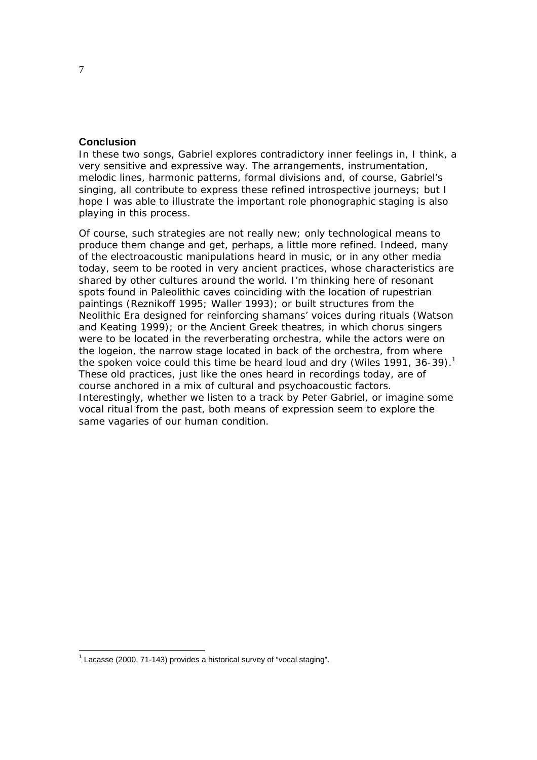## Conclusion

In these two songs, Gabriel explores contradictory inner feelings in, I think, a very sensitive and expressive way. The arrangements, instrumentation, melodic lines, harmonic patterns, formal divisions and, of course, Gabriel's singing, all contribute to express these refined introspective journeys; but I hope I was able to illustrate the important role phonographic staging is also playing in this process.

Of course, such strategies are not really new; only technological means to produce them change and get, perhaps, a little more refined. Indeed, many of the electroacoustic manipulations heard in music, or in any other media today, seem to be rooted in very ancient practices, whose characteristics are shared by other cultures around the world. I'm thinking here of resonant spots found in Paleolithic caves coinciding with the location of rupestrian paintings (Reznikoff 1995; Waller 1993); or built structures from the Neolithic Era designed for reinforcing shamans' voices during rituals (Watson and Keating 1999); or the Ancient Greek theatres, in which chorus singers were to be located in the reverberating orchestra, while the actors were on the logeion, the narrow stage located in back of the orchestra, from where the spoken voice could this time be heard loud and dry (Wiles 1991, 36-39).[1] These old practices, just like the ones heard in recordings today, are of course anchored in a mix of cultural and psychoacoustic factors. Interestingly, whether we listen to a track by Peter Gabriel, or imagine some vocal ritual from the past, both means of expression seem to explore the same vagaries of our human condition.

---

[1] Lacasse (2000, 71-143) provides a historical survey of "vocal staging".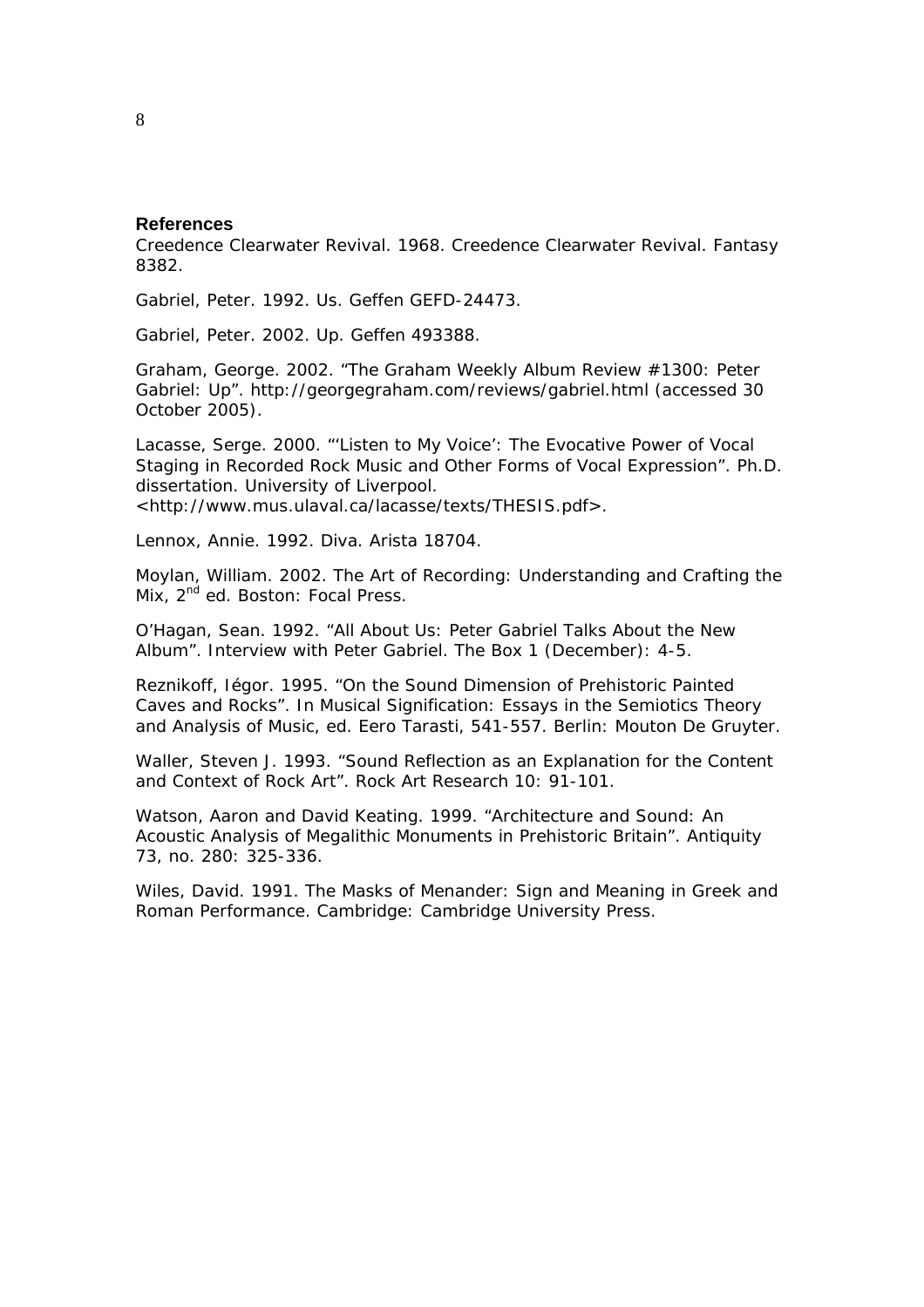## References

Creedence Clearwater Revival. 1968. Creedence Clearwater Revival. Fantasy 8382.

Gabriel, Peter. 1992. Us. Geffen GEFD-24473.

Gabriel, Peter. 2002. Up. Geffen 493388.

Graham, George. 2002. "The Graham Weekly Album Review #1300: Peter Gabriel: Up". http://georgegraham.com/reviews/gabriel.html (accessed 30 October 2005).

Lacasse, Serge. 2000. "'Listen to My Voice': The Evocative Power of Vocal Staging in Recorded Rock Music and Other Forms of Vocal Expression". Ph.D. dissertation. University of Liverpool. <http://www.mus.ulaval.ca/lacasse/texts/THESIS.pdf>.

Lennox, Annie. 1992. Diva. Arista 18704.

Moylan, William. 2002. The Art of Recording: Understanding and Crafting the Mix, 2nd ed. Boston: Focal Press.

O'Hagan, Sean. 1992. "All About Us: Peter Gabriel Talks About the New Album". Interview with Peter Gabriel. The Box 1 (December): 4-5.

Reznikoff, Iégor. 1995. "On the Sound Dimension of Prehistoric Painted Caves and Rocks". In Musical Signification: Essays in the Semiotics Theory and Analysis of Music, ed. Eero Tarasti, 541-557. Berlin: Mouton De Gruyter.

Waller, Steven J. 1993. "Sound Reflection as an Explanation for the Content and Context of Rock Art". Rock Art Research 10: 91-101.

Watson, Aaron and David Keating. 1999. "Architecture and Sound: An Acoustic Analysis of Megalithic Monuments in Prehistoric Britain". Antiquity 73, no. 280: 325-336.

Wiles, David. 1991. The Masks of Menander: Sign and Meaning in Greek and Roman Performance. Cambridge: Cambridge University Press.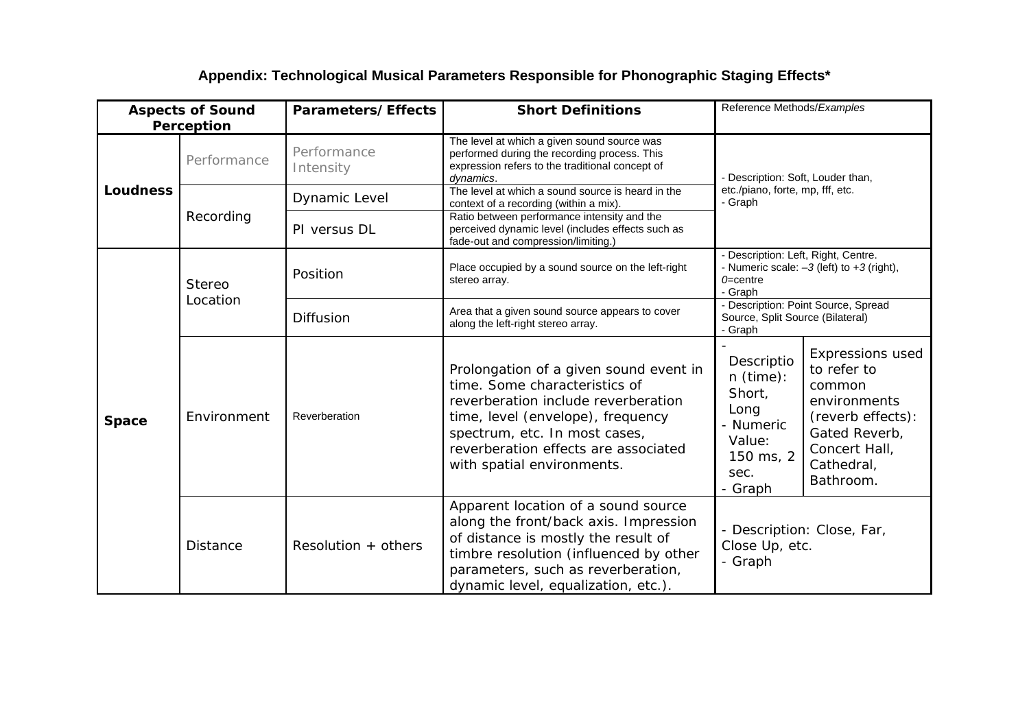**Appendix: Technological Musical Parameters Responsible for Phonographic Staging Effects***

| Aspects of Sound Perception | | Parameters/Effects | Short Definitions | Reference Methods/*Examples* | |
|---|---|---|---|---|---|
| **Loudness** | Performance | Performance Intensity | The level at which a given sound source was performed during the recording process. This expression refers to the traditional concept of *dynamics*. | - Description: Soft, Louder than, etc./piano, forte, mp, fff, etc.<br>- Graph | |
| | Recording | Dynamic Level | The level at which a sound source is heard in the context of a recording (within a mix). | | |
| | | PI versus DL | Ratio between performance intensity and the perceived dynamic level (includes effects such as fade-out and compression/limiting.) | | |
| **Space** | Stereo Location | Position | Place occupied by a sound source on the left-right stereo array. | - Description: Left, Right, Centre.<br>- Numeric scale: *–3* (left) to *+3* (right), *0*=centre<br>- Graph | |
| | | Diffusion | Area that a given sound source appears to cover along the left-right stereo array. | - Description: Point Source, Spread Source, Split Source (Bilateral)<br>- Graph | |
| | Environment | Reverberation | Prolongation of a given sound event in time. Some characteristics of reverberation include reverberation time, level (envelope), frequency spectrum, etc. In most cases, reverberation effects are associated with spatial environments. | - Description (time): Short, Long<br>- Numeric Value: 150 ms, 2 sec.<br>- Graph | Expressions used to refer to common environments (reverb effects): Gated Reverb, Concert Hall, Cathedral, Bathroom. |
| | Distance | Resolution + others | Apparent location of a sound source along the front/back axis. Impression of distance is mostly the result of timbre resolution (influenced by other parameters, such as reverberation, dynamic level, equalization, etc.). | - Description: Close, Far, Close Up, etc.<br>- Graph | |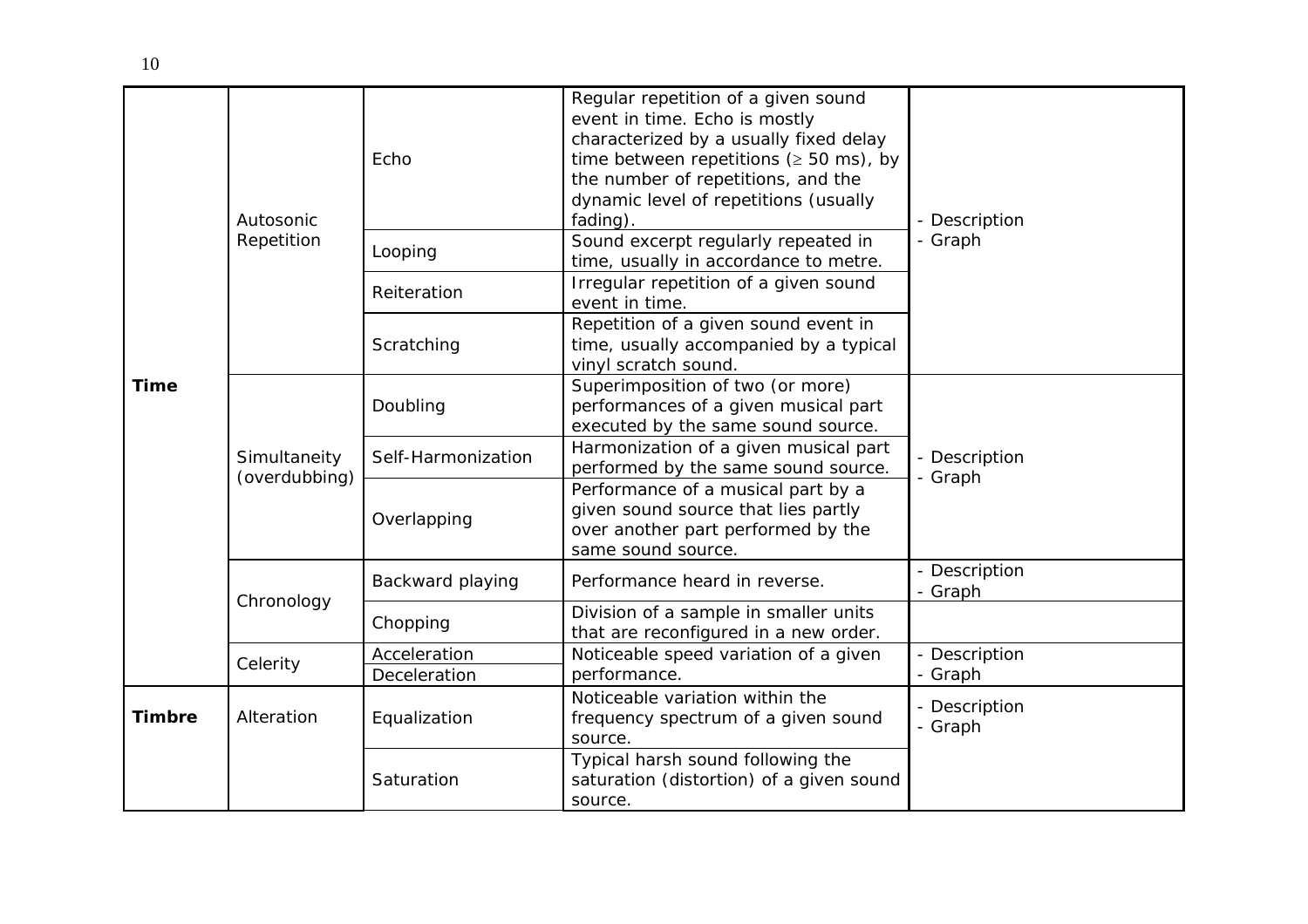| | | | | |
|---|---|---|---|---|
| Time | Autosonic Repetition | Echo | Regular repetition of a given sound event in time. Echo is mostly characterized by a usually fixed delay time between repetitions ($\geq$ 50 ms), by the number of repetitions, and the dynamic level of repetitions (usually fading). | - Description<br>- Graph |
| | | Looping | Sound excerpt regularly repeated in time, usually in accordance to metre. | |
| | | Reiteration | Irregular repetition of a given sound event in time. | |
| | | Scratching | Repetition of a given sound event in time, usually accompanied by a typical vinyl scratch sound. | |
| | Simultaneity (overdubbing) | Doubling | Superimposition of two (or more) performances of a given musical part executed by the same sound source. | - Description<br>- Graph |
| | | Self-Harmonization | Harmonization of a given musical part performed by the same sound source. | |
| | | Overlapping | Performance of a musical part by a given sound source that lies partly over another part performed by the same sound source. | |
| | Chronology | Backward playing | Performance heard in reverse. | - Description<br>- Graph |
| | | Chopping | Division of a sample in smaller units that are reconfigured in a new order. | |
| | Celerity | Acceleration<br>Deceleration | Noticeable speed variation of a given performance. | - Description<br>- Graph |
| Timbre | Alteration | Equalization | Noticeable variation within the frequency spectrum of a given sound source. | - Description<br>- Graph |
| | | Saturation | Typical harsh sound following the saturation (distortion) of a given sound source. | |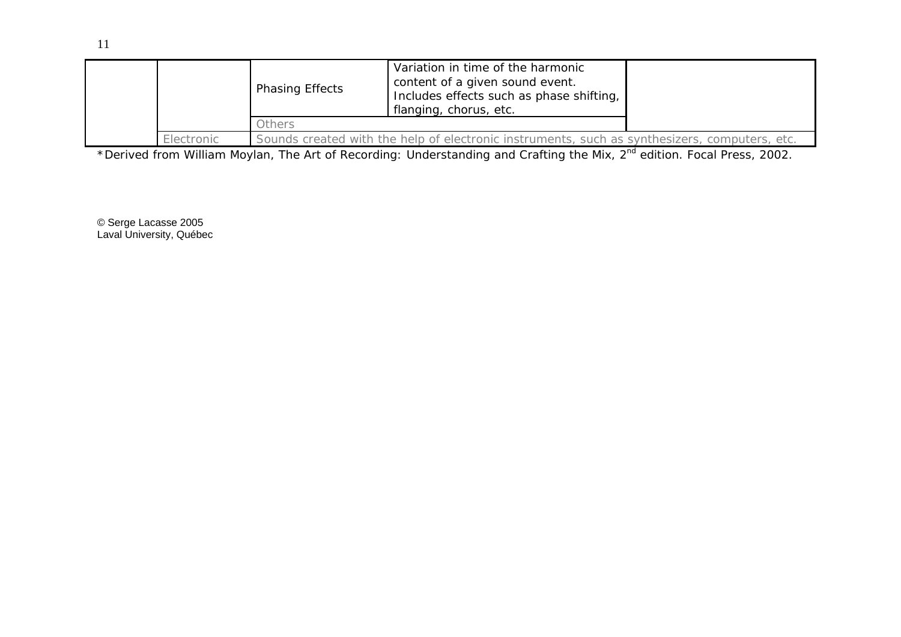| | | | | |
|---|---|---|---|---|
| | | Phasing Effects | Variation in time of the harmonic content of a given sound event. Includes effects such as phase shifting, flanging, chorus, etc. | |
| | | Others | | |
| | Electronic | Sounds created with the help of electronic instruments, such as synthesizers, computers, etc. | | |

*Derived from William Moylan, The Art of Recording: Understanding and Crafting the Mix, 2nd edition. Focal Press, 2002.

© Serge Lacasse 2005
Laval University, Québec